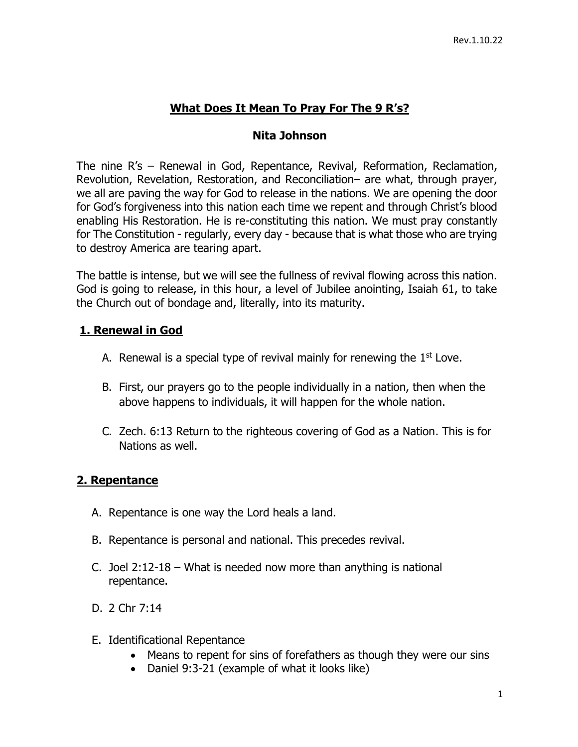# What Does It Mean To Pray For The 9 R's?

## Nita Johnson

The nine R's – Renewal in God, Repentance, Revival, Reformation, Reclamation, Revolution, Revelation, Restoration, and Reconciliation– are what, through prayer, we all are paving the way for God to release in the nations. We are opening the door for God's forgiveness into this nation each time we repent and through Christ's blood enabling His Restoration. He is re-constituting this nation. We must pray constantly for The Constitution - regularly, every day - because that is what those who are trying to destroy America are tearing apart.

The battle is intense, but we will see the fullness of revival flowing across this nation. God is going to release, in this hour, a level of Jubilee anointing, Isaiah 61, to take the Church out of bondage and, literally, into its maturity.

### 1. Renewal in God

A. Renewal is a special type of revival mainly for renewing the 1st Love.

B. First, our prayers go to the people individually in a nation, then when the above happens to individuals, it will happen for the whole nation.

C. Zech. 6:13 Return to the righteous covering of God as a Nation. This is for Nations as well.

### 2. Repentance

A. Repentance is one way the Lord heals a land.

B. Repentance is personal and national. This precedes revival.

C. Joel 2:12-18 – What is needed now more than anything is national repentance.

D. 2 Chr 7:14

E. Identificational Repentance
- Means to repent for sins of forefathers as though they were our sins
- Daniel 9:3-21 (example of what it looks like)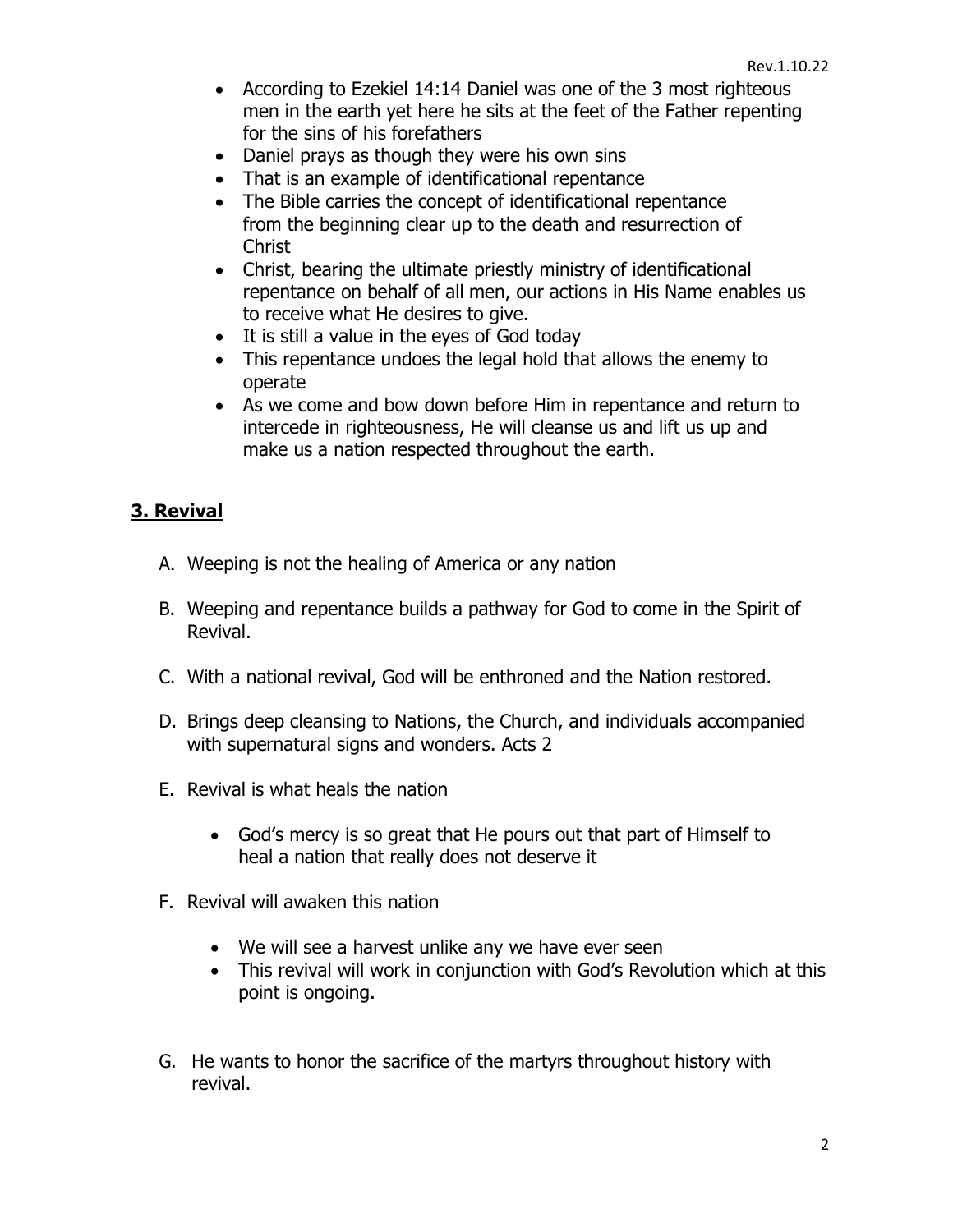- According to Ezekiel 14:14 Daniel was one of the 3 most righteous men in the earth yet here he sits at the feet of the Father repenting for the sins of his forefathers
- Daniel prays as though they were his own sins
- That is an example of identificational repentance
- The Bible carries the concept of identificational repentance from the beginning clear up to the death and resurrection of Christ
- Christ, bearing the ultimate priestly ministry of identificational repentance on behalf of all men, our actions in His Name enables us to receive what He desires to give.
- It is still a value in the eyes of God today
- This repentance undoes the legal hold that allows the enemy to operate
- As we come and bow down before Him in repentance and return to intercede in righteousness, He will cleanse us and lift us up and make us a nation respected throughout the earth.

## 3. Revival

A. Weeping is not the healing of America or any nation

B. Weeping and repentance builds a pathway for God to come in the Spirit of Revival.

C. With a national revival, God will be enthroned and the Nation restored.

D. Brings deep cleansing to Nations, the Church, and individuals accompanied with supernatural signs and wonders. Acts 2

E. Revival is what heals the nation

- God's mercy is so great that He pours out that part of Himself to heal a nation that really does not deserve it

F. Revival will awaken this nation

- We will see a harvest unlike any we have ever seen
- This revival will work in conjunction with God's Revolution which at this point is ongoing.

G. He wants to honor the sacrifice of the martyrs throughout history with revival.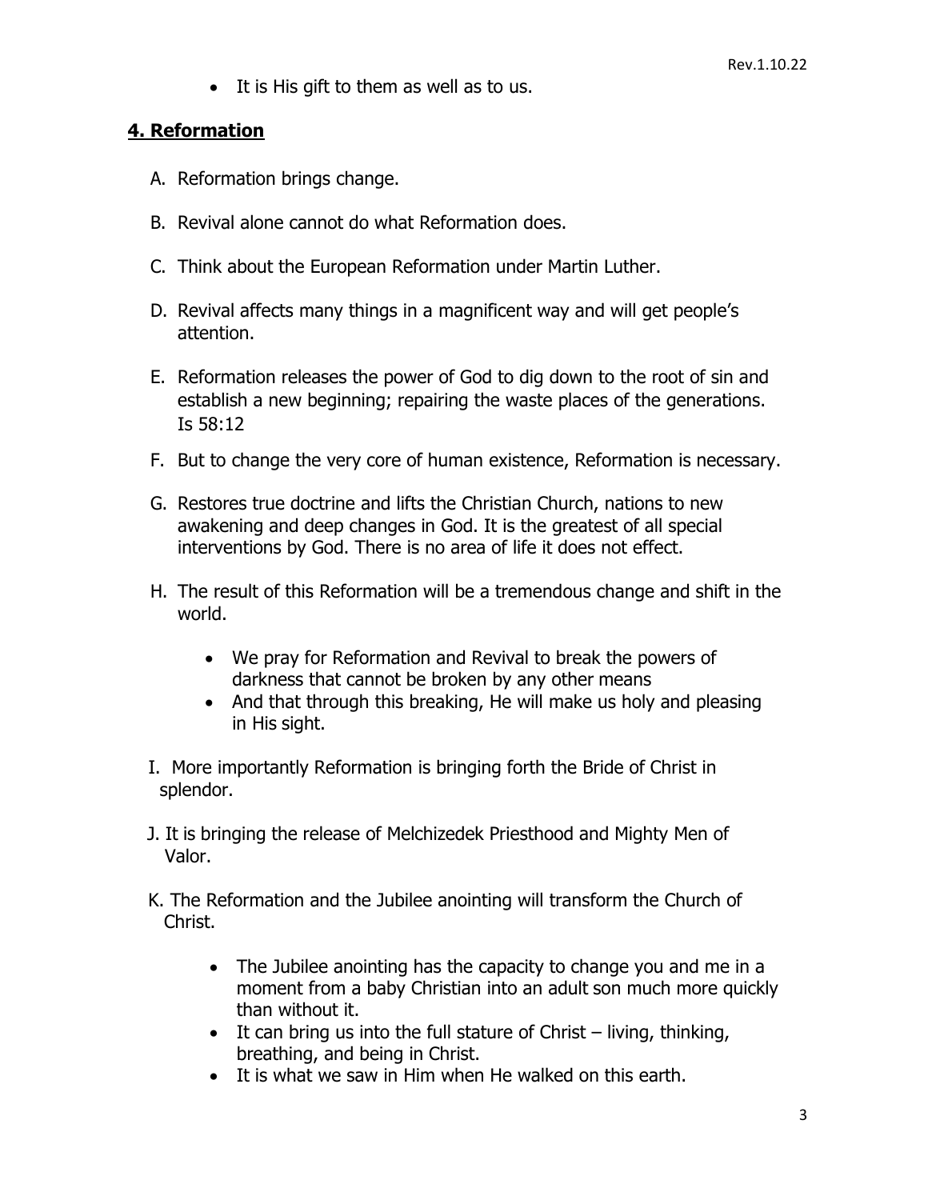- It is His gift to them as well as to us.

## **4. Reformation**

A. Reformation brings change.

B. Revival alone cannot do what Reformation does.

C. Think about the European Reformation under Martin Luther.

D. Revival affects many things in a magnificent way and will get people's attention.

E. Reformation releases the power of God to dig down to the root of sin and establish a new beginning; repairing the waste places of the generations. Is 58:12

F. But to change the very core of human existence, Reformation is necessary.

G. Restores true doctrine and lifts the Christian Church, nations to new awakening and deep changes in God. It is the greatest of all special interventions by God. There is no area of life it does not effect.

H. The result of this Reformation will be a tremendous change and shift in the world.

   - We pray for Reformation and Revival to break the powers of darkness that cannot be broken by any other means
   - And that through this breaking, He will make us holy and pleasing in His sight.

I. More importantly Reformation is bringing forth the Bride of Christ in splendor.

J. It is bringing the release of Melchizedek Priesthood and Mighty Men of Valor.

K. The Reformation and the Jubilee anointing will transform the Church of Christ.

   - The Jubilee anointing has the capacity to change you and me in a moment from a baby Christian into an adult son much more quickly than without it.
   - It can bring us into the full stature of Christ – living, thinking, breathing, and being in Christ.
   - It is what we saw in Him when He walked on this earth.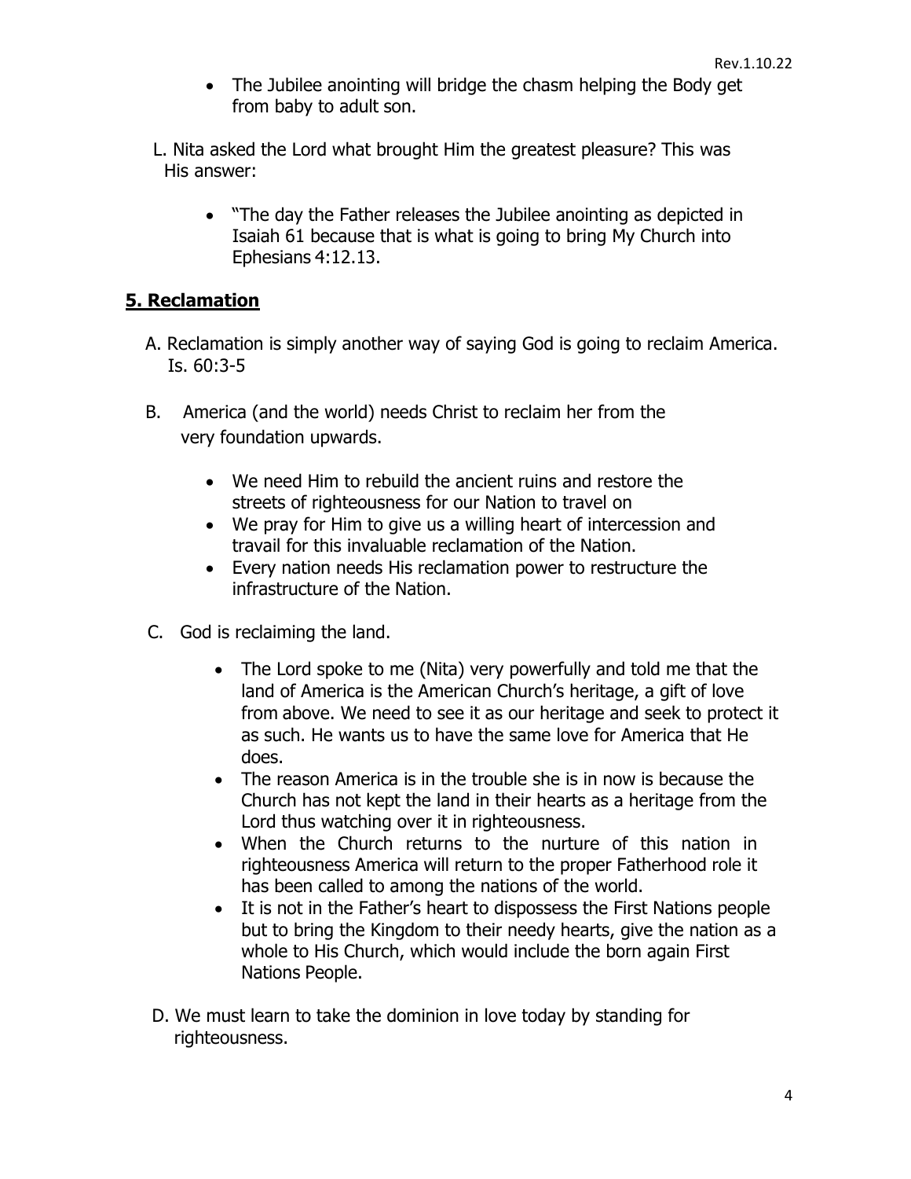- The Jubilee anointing will bridge the chasm helping the Body get from baby to adult son.

L. Nita asked the Lord what brought Him the greatest pleasure? This was His answer:

- "The day the Father releases the Jubilee anointing as depicted in Isaiah 61 because that is what is going to bring My Church into Ephesians 4:12.13.

## 5. Reclamation

A. Reclamation is simply another way of saying God is going to reclaim America. Is. 60:3-5

B. America (and the world) needs Christ to reclaim her from the very foundation upwards.

- We need Him to rebuild the ancient ruins and restore the streets of righteousness for our Nation to travel on
- We pray for Him to give us a willing heart of intercession and travail for this invaluable reclamation of the Nation.
- Every nation needs His reclamation power to restructure the infrastructure of the Nation.

C. God is reclaiming the land.

- The Lord spoke to me (Nita) very powerfully and told me that the land of America is the American Church's heritage, a gift of love from above. We need to see it as our heritage and seek to protect it as such. He wants us to have the same love for America that He does.
- The reason America is in the trouble she is in now is because the Church has not kept the land in their hearts as a heritage from the Lord thus watching over it in righteousness.
- When the Church returns to the nurture of this nation in righteousness America will return to the proper Fatherhood role it has been called to among the nations of the world.
- It is not in the Father's heart to dispossess the First Nations people but to bring the Kingdom to their needy hearts, give the nation as a whole to His Church, which would include the born again First Nations People.

D. We must learn to take the dominion in love today by standing for righteousness.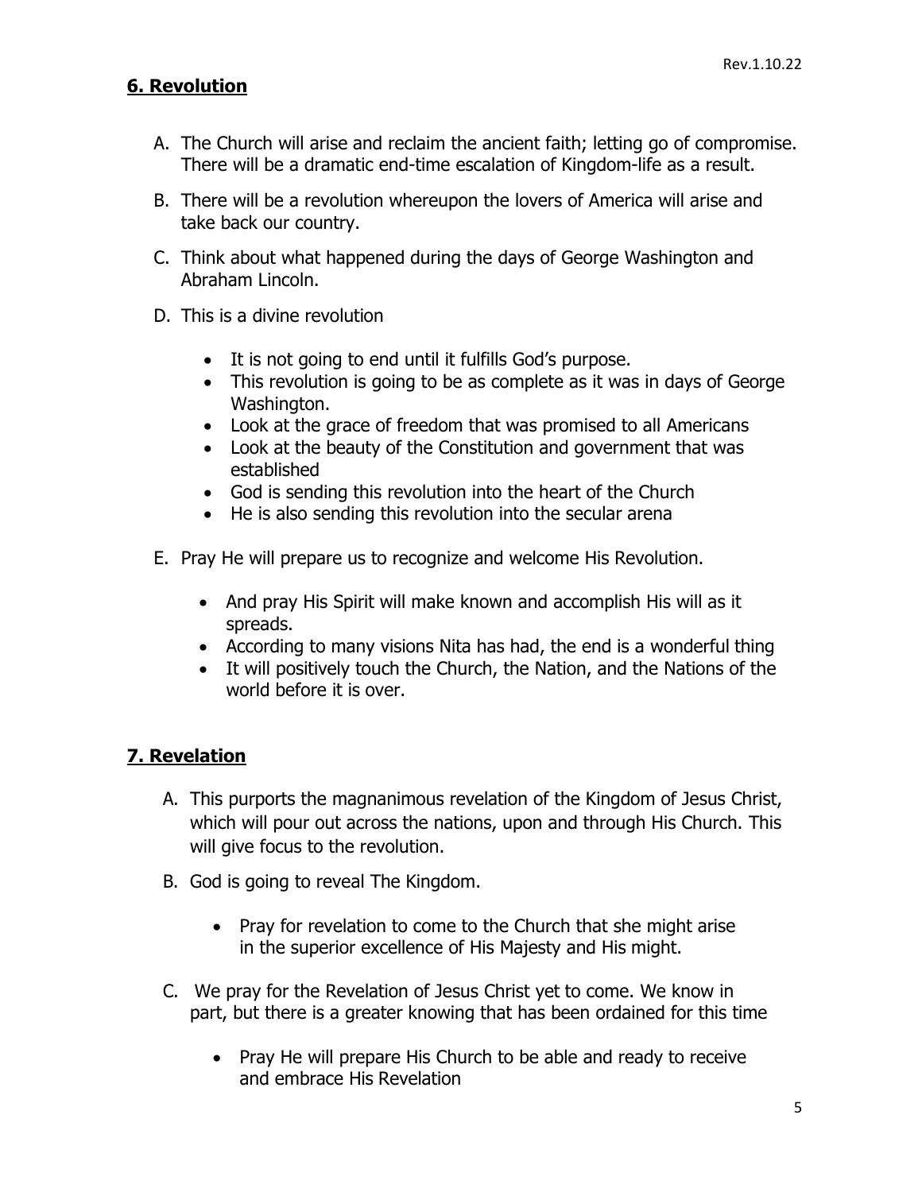## 6. Revolution

A. The Church will arise and reclaim the ancient faith; letting go of compromise. There will be a dramatic end-time escalation of Kingdom-life as a result.

B. There will be a revolution whereupon the lovers of America will arise and take back our country.

C. Think about what happened during the days of George Washington and Abraham Lincoln.

D. This is a divine revolution

- It is not going to end until it fulfills God's purpose.
- This revolution is going to be as complete as it was in days of George Washington.
- Look at the grace of freedom that was promised to all Americans
- Look at the beauty of the Constitution and government that was established
- God is sending this revolution into the heart of the Church
- He is also sending this revolution into the secular arena

E. Pray He will prepare us to recognize and welcome His Revolution.

- And pray His Spirit will make known and accomplish His will as it spreads.
- According to many visions Nita has had, the end is a wonderful thing
- It will positively touch the Church, the Nation, and the Nations of the world before it is over.

## 7. Revelation

A. This purports the magnanimous revelation of the Kingdom of Jesus Christ, which will pour out across the nations, upon and through His Church. This will give focus to the revolution.

B. God is going to reveal The Kingdom.

- Pray for revelation to come to the Church that she might arise in the superior excellence of His Majesty and His might.

C. We pray for the Revelation of Jesus Christ yet to come. We know in part, but there is a greater knowing that has been ordained for this time

- Pray He will prepare His Church to be able and ready to receive and embrace His Revelation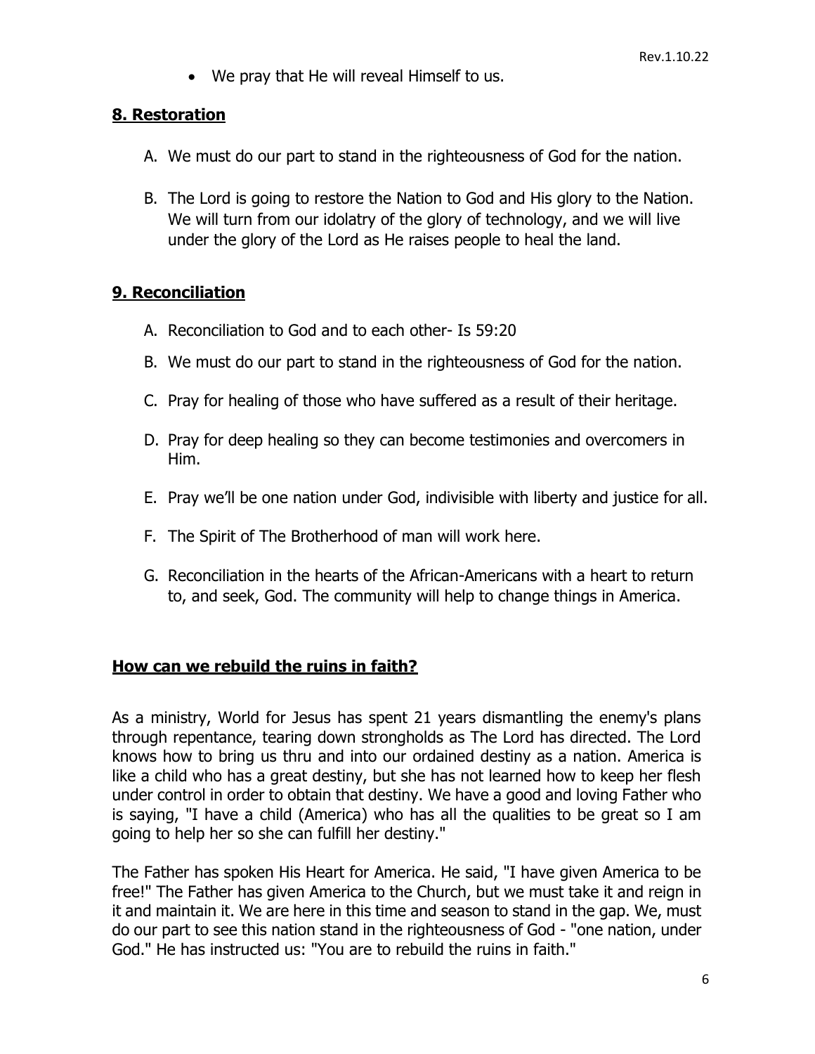- We pray that He will reveal Himself to us.

## 8. Restoration

A. We must do our part to stand in the righteousness of God for the nation.

B. The Lord is going to restore the Nation to God and His glory to the Nation. We will turn from our idolatry of the glory of technology, and we will live under the glory of the Lord as He raises people to heal the land.

## 9. Reconciliation

A. Reconciliation to God and to each other- Is 59:20

B. We must do our part to stand in the righteousness of God for the nation.

C. Pray for healing of those who have suffered as a result of their heritage.

D. Pray for deep healing so they can become testimonies and overcomers in Him.

E. Pray we'll be one nation under God, indivisible with liberty and justice for all.

F. The Spirit of The Brotherhood of man will work here.

G. Reconciliation in the hearts of the African-Americans with a heart to return to, and seek, God. The community will help to change things in America.

## How can we rebuild the ruins in faith?

As a ministry, World for Jesus has spent 21 years dismantling the enemy's plans through repentance, tearing down strongholds as The Lord has directed. The Lord knows how to bring us thru and into our ordained destiny as a nation. America is like a child who has a great destiny, but she has not learned how to keep her flesh under control in order to obtain that destiny. We have a good and loving Father who is saying, "I have a child (America) who has all the qualities to be great so I am going to help her so she can fulfill her destiny."

The Father has spoken His Heart for America. He said, "I have given America to be free!" The Father has given America to the Church, but we must take it and reign in it and maintain it. We are here in this time and season to stand in the gap. We, must do our part to see this nation stand in the righteousness of God - "one nation, under God." He has instructed us: "You are to rebuild the ruins in faith."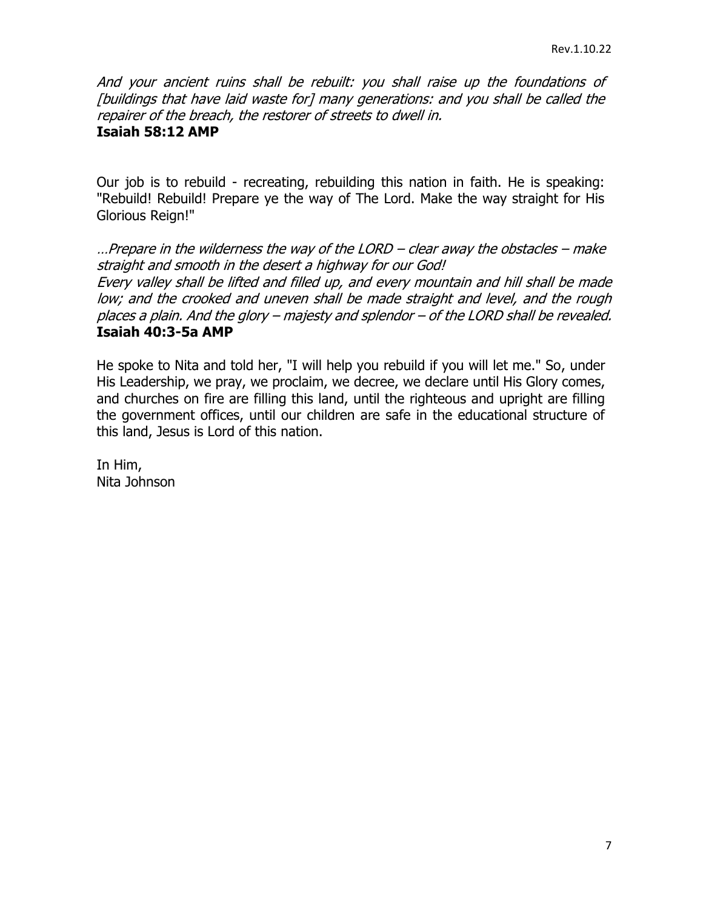*And your ancient ruins shall be rebuilt: you shall raise up the foundations of [buildings that have laid waste for] many generations: and you shall be called the repairer of the breach, the restorer of streets to dwell in.*
**Isaiah 58:12 AMP**

Our job is to rebuild - recreating, rebuilding this nation in faith. He is speaking: "Rebuild! Rebuild! Prepare ye the way of The Lord. Make the way straight for His Glorious Reign!"

*…Prepare in the wilderness the way of the LORD – clear away the obstacles – make straight and smooth in the desert a highway for our God!*
*Every valley shall be lifted and filled up, and every mountain and hill shall be made low; and the crooked and uneven shall be made straight and level, and the rough places a plain. And the glory – majesty and splendor – of the LORD shall be revealed.*
**Isaiah 40:3-5a AMP**

He spoke to Nita and told her, "I will help you rebuild if you will let me." So, under His Leadership, we pray, we proclaim, we decree, we declare until His Glory comes, and churches on fire are filling this land, until the righteous and upright are filling the government offices, until our children are safe in the educational structure of this land, Jesus is Lord of this nation.

In Him,
Nita Johnson